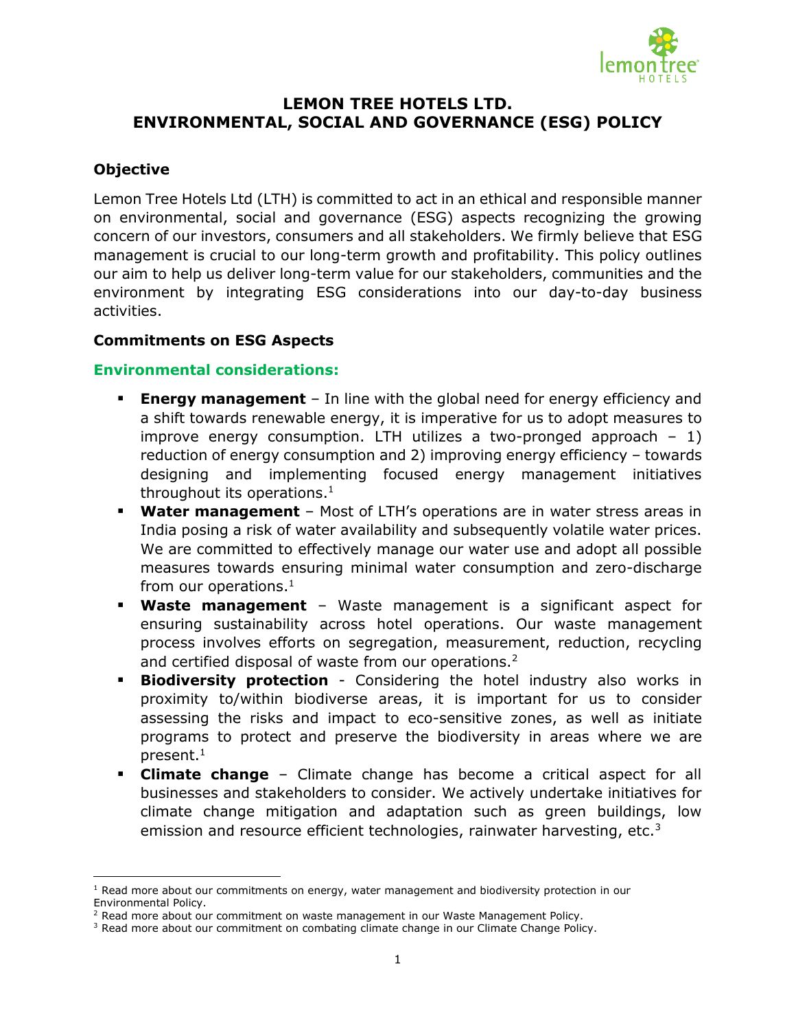# LEMON TREE HOTELS LTD.
# ENVIRONMENTAL, SOCIAL AND GOVERNANCE (ESG) POLICY

## Objective

Lemon Tree Hotels Ltd (LTH) is committed to act in an ethical and responsible manner on environmental, social and governance (ESG) aspects recognizing the growing concern of our investors, consumers and all stakeholders. We firmly believe that ESG management is crucial to our long-term growth and profitability. This policy outlines our aim to help us deliver long-term value for our stakeholders, communities and the environment by integrating ESG considerations into our day-to-day business activities.

## Commitments on ESG Aspects

### Environmental considerations:

- **Energy management** – In line with the global need for energy efficiency and a shift towards renewable energy, it is imperative for us to adopt measures to improve energy consumption. LTH utilizes a two-pronged approach – 1) reduction of energy consumption and 2) improving energy efficiency – towards designing and implementing focused energy management initiatives throughout its operations.[1]
- **Water management** – Most of LTH's operations are in water stress areas in India posing a risk of water availability and subsequently volatile water prices. We are committed to effectively manage our water use and adopt all possible measures towards ensuring minimal water consumption and zero-discharge from our operations.[1]
- **Waste management** – Waste management is a significant aspect for ensuring sustainability across hotel operations. Our waste management process involves efforts on segregation, measurement, reduction, recycling and certified disposal of waste from our operations.[2]
- **Biodiversity protection** - Considering the hotel industry also works in proximity to/within biodiverse areas, it is important for us to consider assessing the risks and impact to eco-sensitive zones, as well as initiate programs to protect and preserve the biodiversity in areas where we are present.[1]
- **Climate change** – Climate change has become a critical aspect for all businesses and stakeholders to consider. We actively undertake initiatives for climate change mitigation and adaptation such as green buildings, low emission and resource efficient technologies, rainwater harvesting, etc.[3]

---

[1] Read more about our commitments on energy, water management and biodiversity protection in our Environmental Policy.

[2] Read more about our commitment on waste management in our Waste Management Policy.

[3] Read more about our commitment on combating climate change in our Climate Change Policy.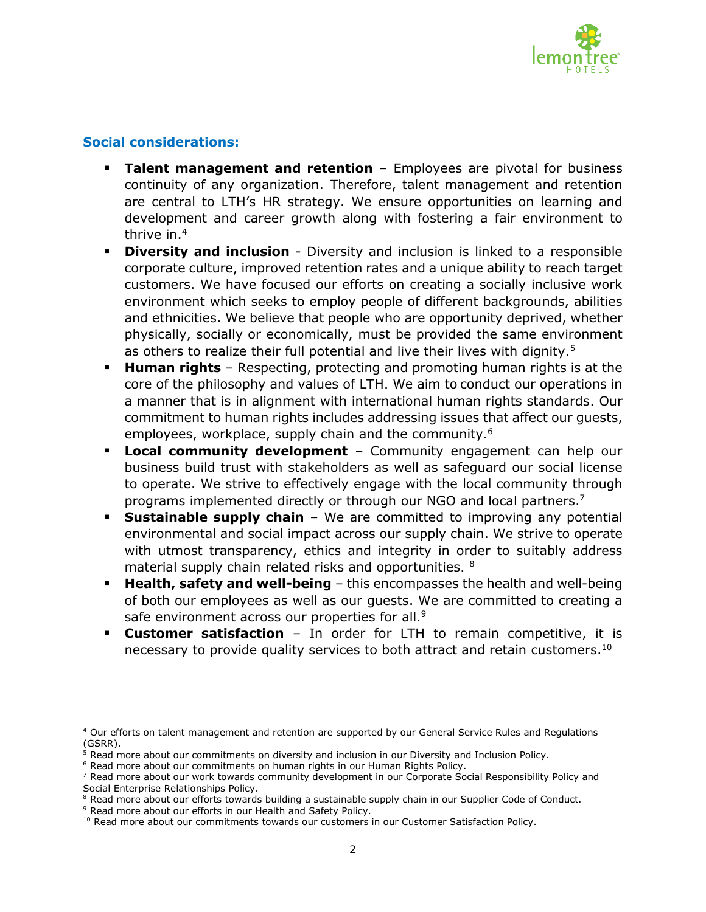### Social considerations:

- **Talent management and retention** – Employees are pivotal for business continuity of any organization. Therefore, talent management and retention are central to LTH's HR strategy. We ensure opportunities on learning and development and career growth along with fostering a fair environment to thrive in.[4]
- **Diversity and inclusion** - Diversity and inclusion is linked to a responsible corporate culture, improved retention rates and a unique ability to reach target customers. We have focused our efforts on creating a socially inclusive work environment which seeks to employ people of different backgrounds, abilities and ethnicities. We believe that people who are opportunity deprived, whether physically, socially or economically, must be provided the same environment as others to realize their full potential and live their lives with dignity.[5]
- **Human rights** – Respecting, protecting and promoting human rights is at the core of the philosophy and values of LTH. We aim to conduct our operations in a manner that is in alignment with international human rights standards. Our commitment to human rights includes addressing issues that affect our guests, employees, workplace, supply chain and the community.[6]
- **Local community development** – Community engagement can help our business build trust with stakeholders as well as safeguard our social license to operate. We strive to effectively engage with the local community through programs implemented directly or through our NGO and local partners.[7]
- **Sustainable supply chain** – We are committed to improving any potential environmental and social impact across our supply chain. We strive to operate with utmost transparency, ethics and integrity in order to suitably address material supply chain related risks and opportunities.[8]
- **Health, safety and well-being** – this encompasses the health and well-being of both our employees as well as our guests. We are committed to creating a safe environment across our properties for all.[9]
- **Customer satisfaction** – In order for LTH to remain competitive, it is necessary to provide quality services to both attract and retain customers.[10]

---

[4] Our efforts on talent management and retention are supported by our General Service Rules and Regulations (GSRR).

[5] Read more about our commitments on diversity and inclusion in our Diversity and Inclusion Policy.

[6] Read more about our commitments on human rights in our Human Rights Policy.

[7] Read more about our work towards community development in our Corporate Social Responsibility Policy and Social Enterprise Relationships Policy.

[8] Read more about our efforts towards building a sustainable supply chain in our Supplier Code of Conduct.

[9] Read more about our efforts in our Health and Safety Policy.

[10] Read more about our commitments towards our customers in our Customer Satisfaction Policy.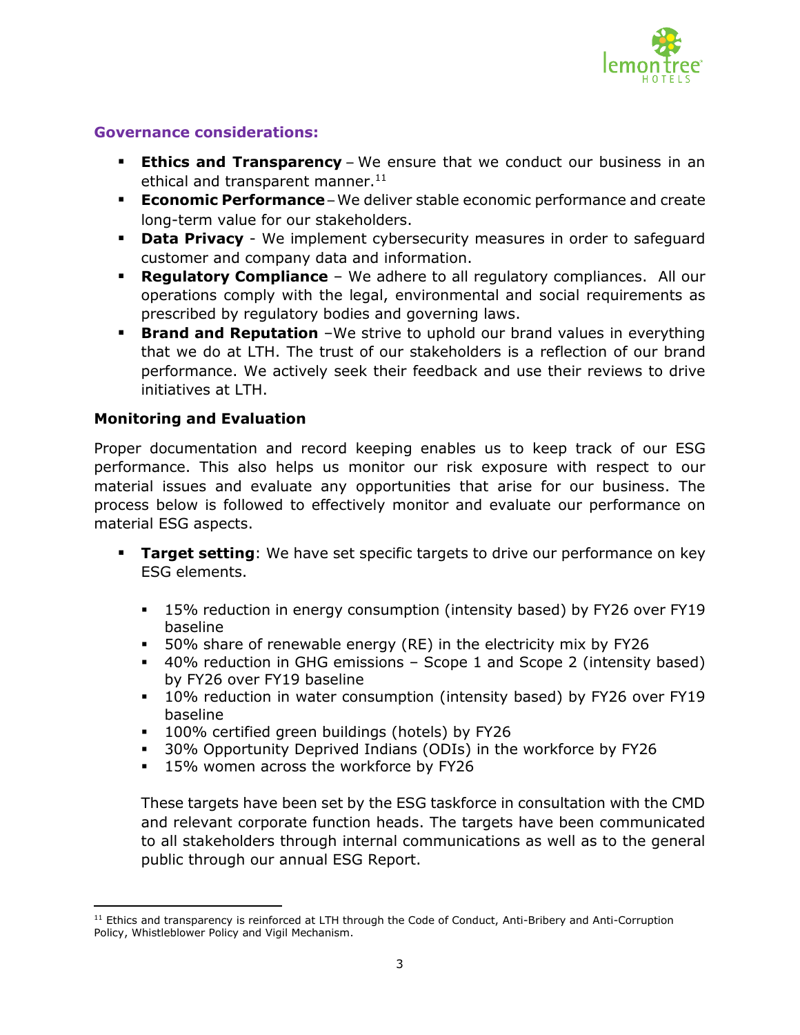### Governance considerations:

- **Ethics and Transparency** – We ensure that we conduct our business in an ethical and transparent manner.[11]
- **Economic Performance** – We deliver stable economic performance and create long-term value for our stakeholders.
- **Data Privacy** - We implement cybersecurity measures in order to safeguard customer and company data and information.
- **Regulatory Compliance** – We adhere to all regulatory compliances. All our operations comply with the legal, environmental and social requirements as prescribed by regulatory bodies and governing laws.
- **Brand and Reputation** –We strive to uphold our brand values in everything that we do at LTH. The trust of our stakeholders is a reflection of our brand performance. We actively seek their feedback and use their reviews to drive initiatives at LTH.

### Monitoring and Evaluation

Proper documentation and record keeping enables us to keep track of our ESG performance. This also helps us monitor our risk exposure with respect to our material issues and evaluate any opportunities that arise for our business. The process below is followed to effectively monitor and evaluate our performance on material ESG aspects.

- **Target setting**: We have set specific targets to drive our performance on key ESG elements.

  - 15% reduction in energy consumption (intensity based) by FY26 over FY19 baseline
  - 50% share of renewable energy (RE) in the electricity mix by FY26
  - 40% reduction in GHG emissions – Scope 1 and Scope 2 (intensity based) by FY26 over FY19 baseline
  - 10% reduction in water consumption (intensity based) by FY26 over FY19 baseline
  - 100% certified green buildings (hotels) by FY26
  - 30% Opportunity Deprived Indians (ODIs) in the workforce by FY26
  - 15% women across the workforce by FY26

  These targets have been set by the ESG taskforce in consultation with the CMD and relevant corporate function heads. The targets have been communicated to all stakeholders through internal communications as well as to the general public through our annual ESG Report.

[11] Ethics and transparency is reinforced at LTH through the Code of Conduct, Anti-Bribery and Anti-Corruption Policy, Whistleblower Policy and Vigil Mechanism.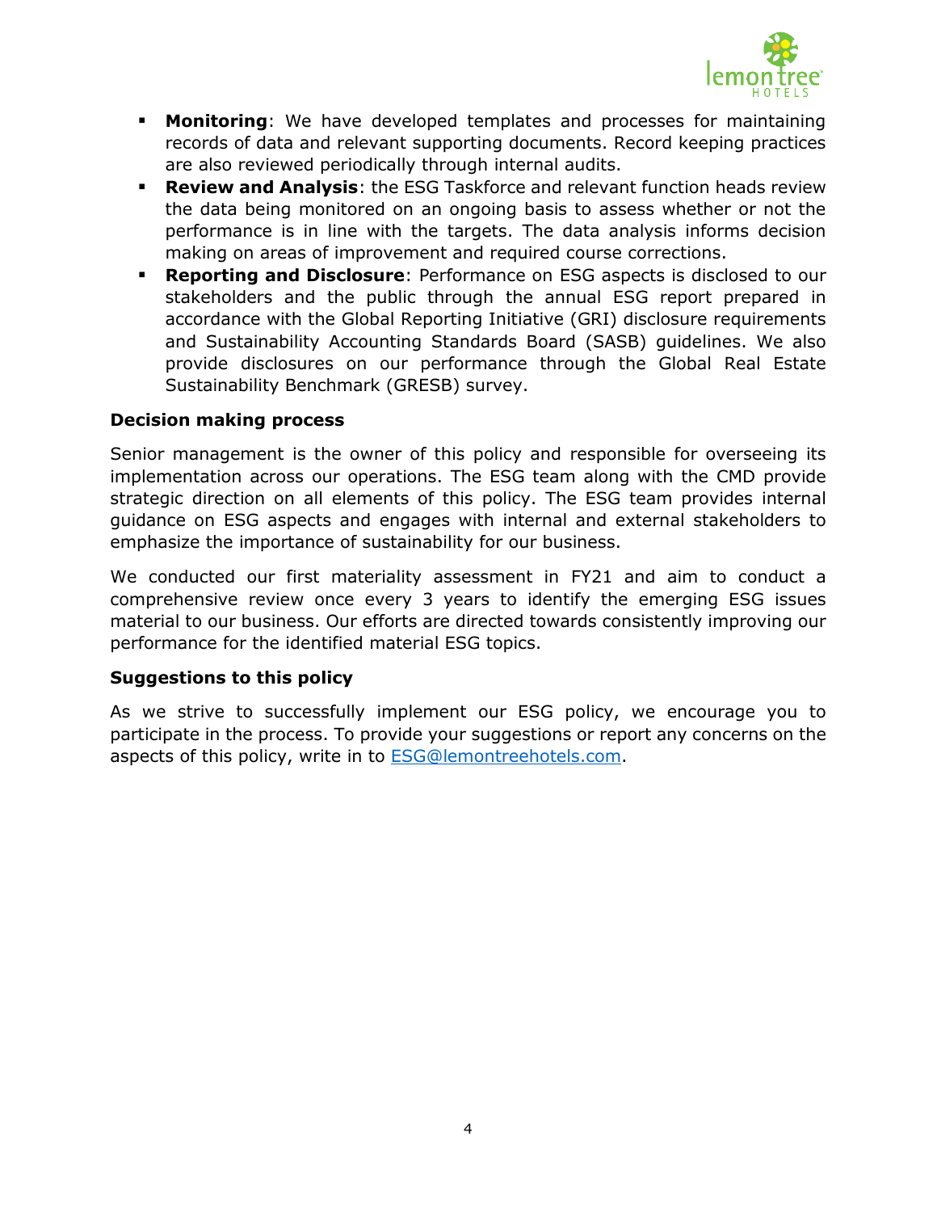- **Monitoring**: We have developed templates and processes for maintaining records of data and relevant supporting documents. Record keeping practices are also reviewed periodically through internal audits.
- **Review and Analysis**: the ESG Taskforce and relevant function heads review the data being monitored on an ongoing basis to assess whether or not the performance is in line with the targets. The data analysis informs decision making on areas of improvement and required course corrections.
- **Reporting and Disclosure**: Performance on ESG aspects is disclosed to our stakeholders and the public through the annual ESG report prepared in accordance with the Global Reporting Initiative (GRI) disclosure requirements and Sustainability Accounting Standards Board (SASB) guidelines. We also provide disclosures on our performance through the Global Real Estate Sustainability Benchmark (GRESB) survey.

**Decision making process**

Senior management is the owner of this policy and responsible for overseeing its implementation across our operations. The ESG team along with the CMD provide strategic direction on all elements of this policy. The ESG team provides internal guidance on ESG aspects and engages with internal and external stakeholders to emphasize the importance of sustainability for our business.

We conducted our first materiality assessment in FY21 and aim to conduct a comprehensive review once every 3 years to identify the emerging ESG issues material to our business. Our efforts are directed towards consistently improving our performance for the identified material ESG topics.

**Suggestions to this policy**

As we strive to successfully implement our ESG policy, we encourage you to participate in the process. To provide your suggestions or report any concerns on the aspects of this policy, write in to ESG@lemontreehotels.com.